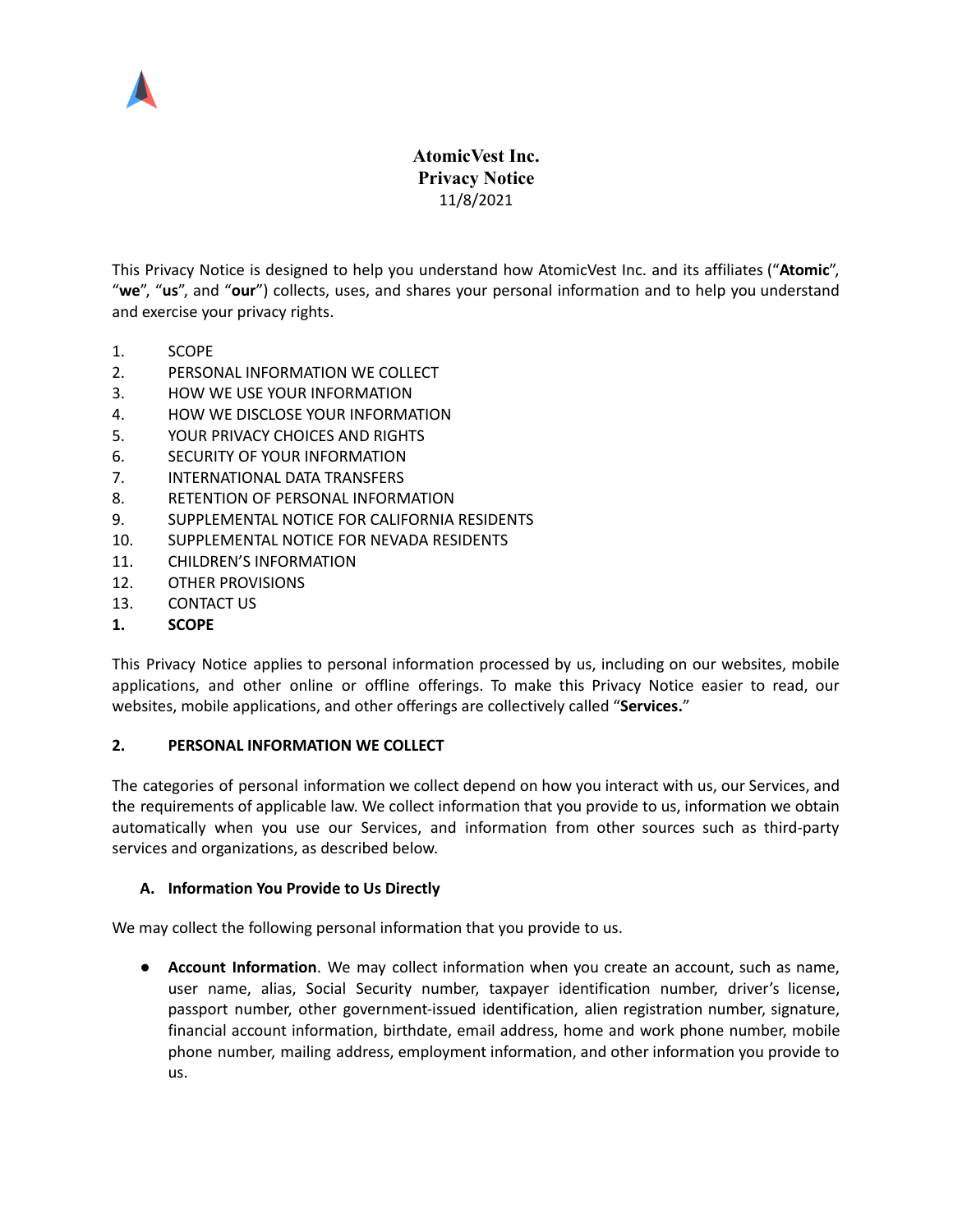# AtomicVest Inc.
# Privacy Notice
11/8/2021

This Privacy Notice is designed to help you understand how AtomicVest Inc. and its affiliates ("**Atomic**", "**we**", "**us**", and "**our**") collects, uses, and shares your personal information and to help you understand and exercise your privacy rights.

1. SCOPE
2. PERSONAL INFORMATION WE COLLECT
3. HOW WE USE YOUR INFORMATION
4. HOW WE DISCLOSE YOUR INFORMATION
5. YOUR PRIVACY CHOICES AND RIGHTS
6. SECURITY OF YOUR INFORMATION
7. INTERNATIONAL DATA TRANSFERS
8. RETENTION OF PERSONAL INFORMATION
9. SUPPLEMENTAL NOTICE FOR CALIFORNIA RESIDENTS
10. SUPPLEMENTAL NOTICE FOR NEVADA RESIDENTS
11. CHILDREN'S INFORMATION
12. OTHER PROVISIONS
13. CONTACT US

## 1. SCOPE

This Privacy Notice applies to personal information processed by us, including on our websites, mobile applications, and other online or offline offerings. To make this Privacy Notice easier to read, our websites, mobile applications, and other offerings are collectively called "**Services.**"

## 2. PERSONAL INFORMATION WE COLLECT

The categories of personal information we collect depend on how you interact with us, our Services, and the requirements of applicable law. We collect information that you provide to us, information we obtain automatically when you use our Services, and information from other sources such as third-party services and organizations, as described below.

### A. Information You Provide to Us Directly

We may collect the following personal information that you provide to us.

- **Account Information**. We may collect information when you create an account, such as name, user name, alias, Social Security number, taxpayer identification number, driver's license, passport number, other government-issued identification, alien registration number, signature, financial account information, birthdate, email address, home and work phone number, mobile phone number, mailing address, employment information, and other information you provide to us.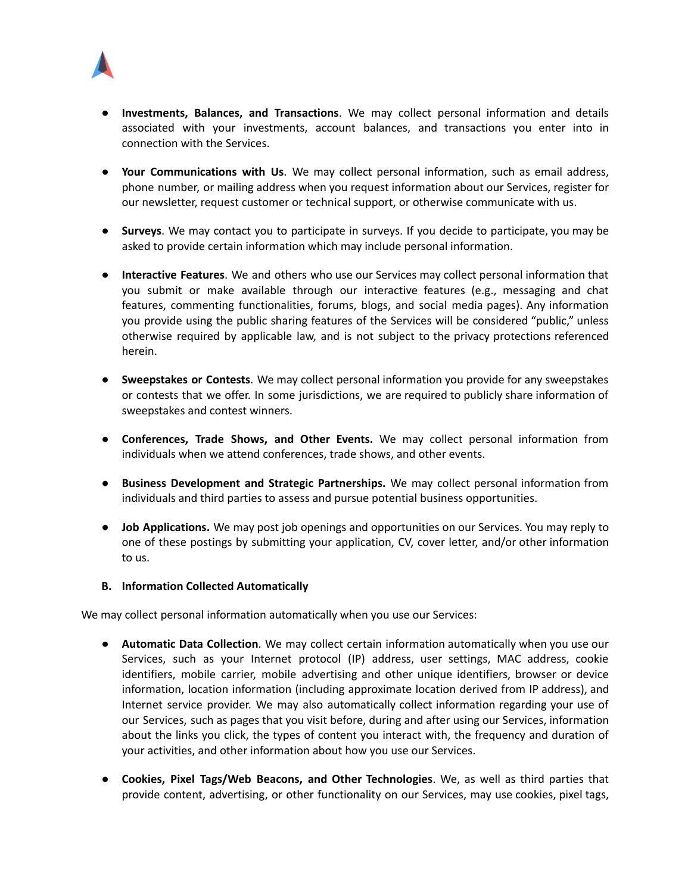- **Investments, Balances, and Transactions**. We may collect personal information and details associated with your investments, account balances, and transactions you enter into in connection with the Services.

- **Your Communications with Us**. We may collect personal information, such as email address, phone number, or mailing address when you request information about our Services, register for our newsletter, request customer or technical support, or otherwise communicate with us.

- **Surveys**. We may contact you to participate in surveys. If you decide to participate, you may be asked to provide certain information which may include personal information.

- **Interactive Features**. We and others who use our Services may collect personal information that you submit or make available through our interactive features (e.g., messaging and chat features, commenting functionalities, forums, blogs, and social media pages). Any information you provide using the public sharing features of the Services will be considered "public," unless otherwise required by applicable law, and is not subject to the privacy protections referenced herein.

- **Sweepstakes or Contests**. We may collect personal information you provide for any sweepstakes or contests that we offer. In some jurisdictions, we are required to publicly share information of sweepstakes and contest winners.

- **Conferences, Trade Shows, and Other Events.** We may collect personal information from individuals when we attend conferences, trade shows, and other events.

- **Business Development and Strategic Partnerships.** We may collect personal information from individuals and third parties to assess and pursue potential business opportunities.

- **Job Applications.** We may post job openings and opportunities on our Services. You may reply to one of these postings by submitting your application, CV, cover letter, and/or other information to us.

**B. Information Collected Automatically**

We may collect personal information automatically when you use our Services:

- **Automatic Data Collection**. We may collect certain information automatically when you use our Services, such as your Internet protocol (IP) address, user settings, MAC address, cookie identifiers, mobile carrier, mobile advertising and other unique identifiers, browser or device information, location information (including approximate location derived from IP address), and Internet service provider. We may also automatically collect information regarding your use of our Services, such as pages that you visit before, during and after using our Services, information about the links you click, the types of content you interact with, the frequency and duration of your activities, and other information about how you use our Services.

- **Cookies, Pixel Tags/Web Beacons, and Other Technologies**. We, as well as third parties that provide content, advertising, or other functionality on our Services, may use cookies, pixel tags,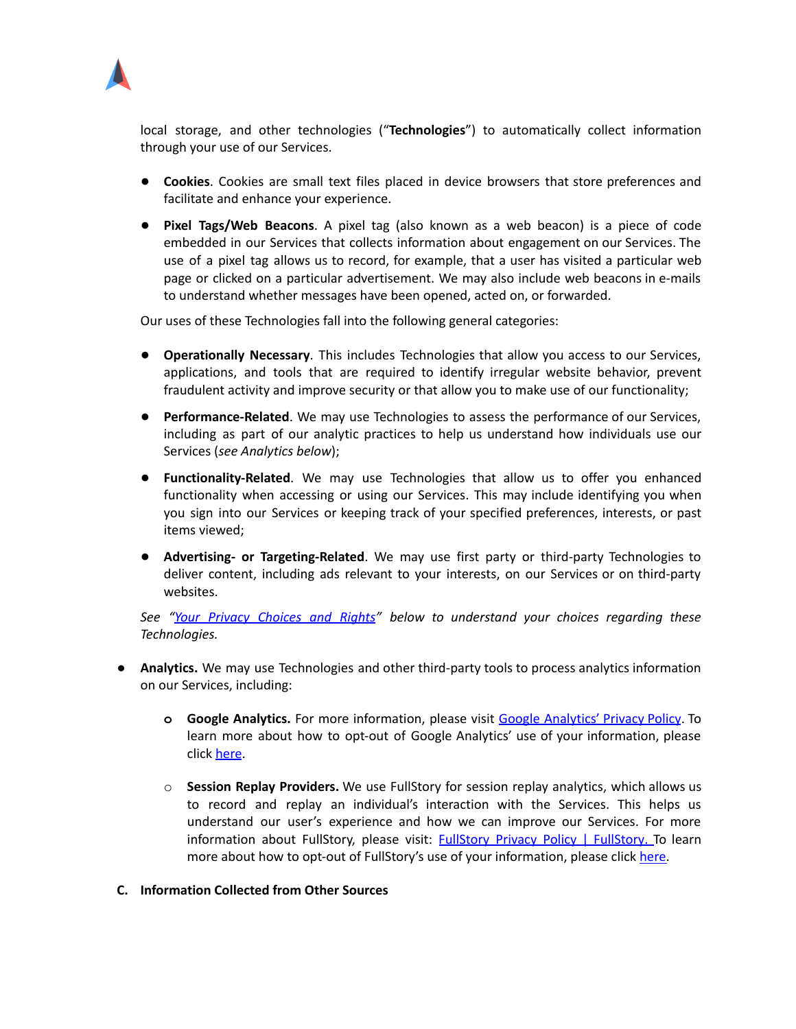local storage, and other technologies ("**Technologies**") to automatically collect information through your use of our Services.

- **Cookies**. Cookies are small text files placed in device browsers that store preferences and facilitate and enhance your experience.

- **Pixel Tags/Web Beacons**. A pixel tag (also known as a web beacon) is a piece of code embedded in our Services that collects information about engagement on our Services. The use of a pixel tag allows us to record, for example, that a user has visited a particular web page or clicked on a particular advertisement. We may also include web beacons in e-mails to understand whether messages have been opened, acted on, or forwarded.

Our uses of these Technologies fall into the following general categories:

- **Operationally Necessary**. This includes Technologies that allow you access to our Services, applications, and tools that are required to identify irregular website behavior, prevent fraudulent activity and improve security or that allow you to make use of our functionality;

- **Performance-Related**. We may use Technologies to assess the performance of our Services, including as part of our analytic practices to help us understand how individuals use our Services (*see Analytics below*);

- **Functionality-Related**. We may use Technologies that allow us to offer you enhanced functionality when accessing or using our Services. This may include identifying you when you sign into our Services or keeping track of your specified preferences, interests, or past items viewed;

- **Advertising- or Targeting-Related**. We may use first party or third-party Technologies to deliver content, including ads relevant to your interests, on our Services or on third-party websites.

*See "Your Privacy Choices and Rights" below to understand your choices regarding these Technologies.*

- **Analytics.** We may use Technologies and other third-party tools to process analytics information on our Services, including:

  - **Google Analytics.** For more information, please visit Google Analytics' Privacy Policy. To learn more about how to opt-out of Google Analytics' use of your information, please click here.

  - **Session Replay Providers.** We use FullStory for session replay analytics, which allows us to record and replay an individual's interaction with the Services. This helps us understand our user's experience and how we can improve our Services. For more information about FullStory, please visit: FullStory Privacy Policy | FullStory. To learn more about how to opt-out of FullStory's use of your information, please click here.

### C. Information Collected from Other Sources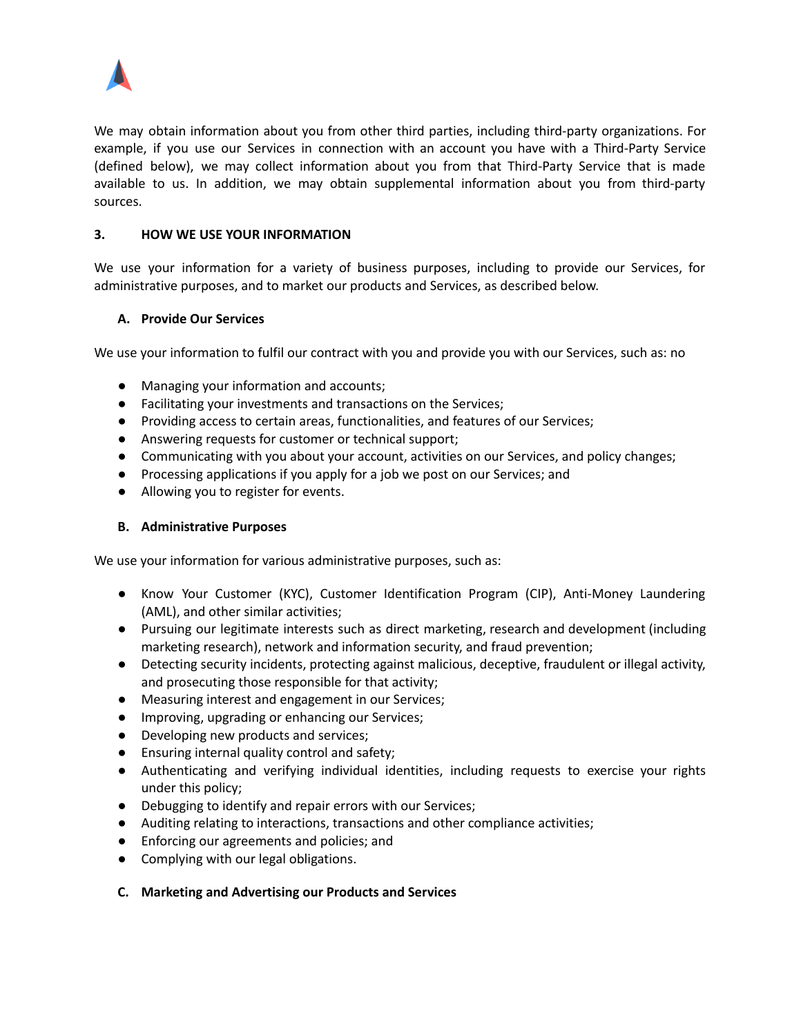We may obtain information about you from other third parties, including third-party organizations. For example, if you use our Services in connection with an account you have with a Third-Party Service (defined below), we may collect information about you from that Third-Party Service that is made available to us. In addition, we may obtain supplemental information about you from third-party sources.

## 3. HOW WE USE YOUR INFORMATION

We use your information for a variety of business purposes, including to provide our Services, for administrative purposes, and to market our products and Services, as described below.

### A. Provide Our Services

We use your information to fulfil our contract with you and provide you with our Services, such as: no

- Managing your information and accounts;
- Facilitating your investments and transactions on the Services;
- Providing access to certain areas, functionalities, and features of our Services;
- Answering requests for customer or technical support;
- Communicating with you about your account, activities on our Services, and policy changes;
- Processing applications if you apply for a job we post on our Services; and
- Allowing you to register for events.

### B. Administrative Purposes

We use your information for various administrative purposes, such as:

- Know Your Customer (KYC), Customer Identification Program (CIP), Anti-Money Laundering (AML), and other similar activities;
- Pursuing our legitimate interests such as direct marketing, research and development (including marketing research), network and information security, and fraud prevention;
- Detecting security incidents, protecting against malicious, deceptive, fraudulent or illegal activity, and prosecuting those responsible for that activity;
- Measuring interest and engagement in our Services;
- Improving, upgrading or enhancing our Services;
- Developing new products and services;
- Ensuring internal quality control and safety;
- Authenticating and verifying individual identities, including requests to exercise your rights under this policy;
- Debugging to identify and repair errors with our Services;
- Auditing relating to interactions, transactions and other compliance activities;
- Enforcing our agreements and policies; and
- Complying with our legal obligations.

### C. Marketing and Advertising our Products and Services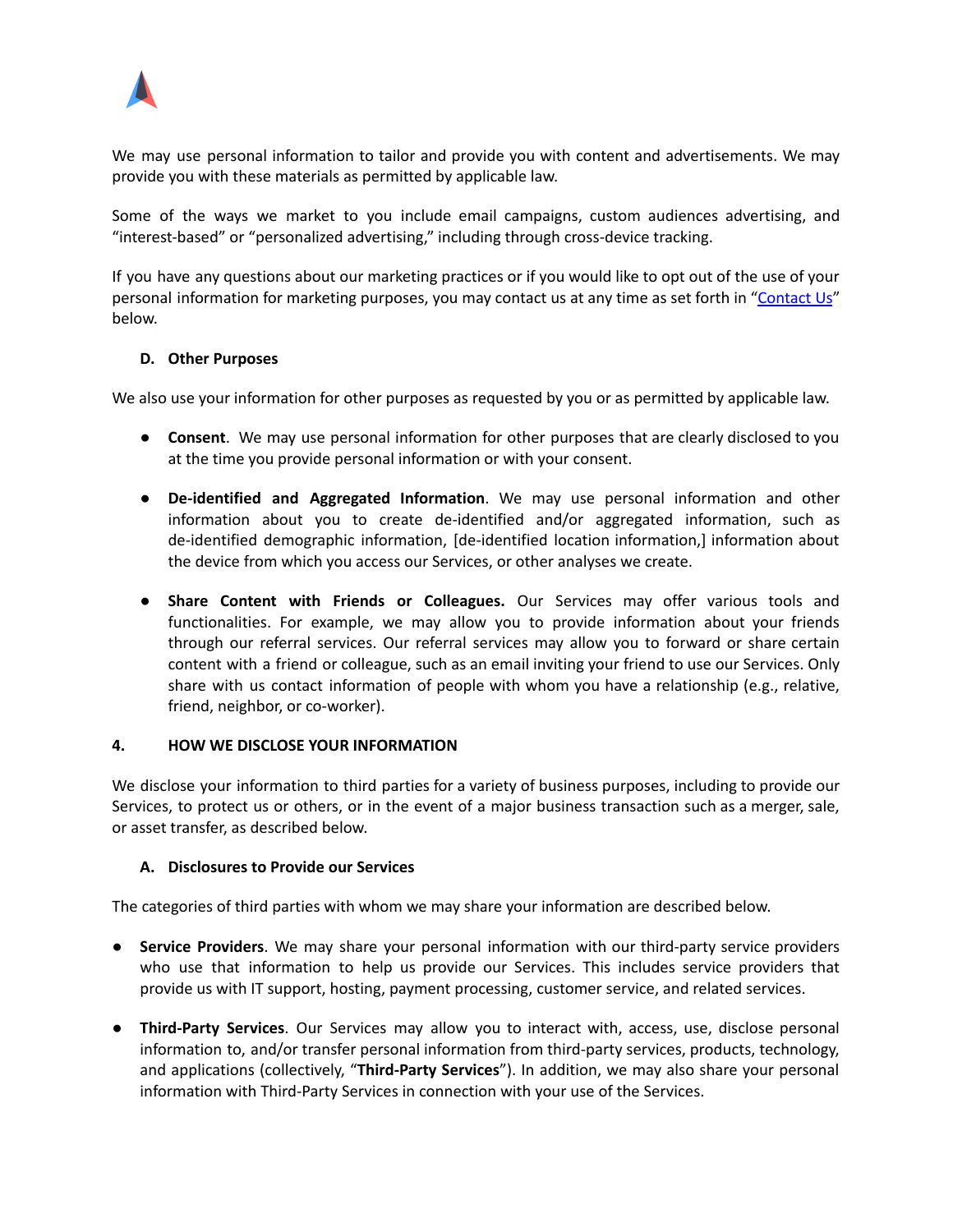We may use personal information to tailor and provide you with content and advertisements. We may provide you with these materials as permitted by applicable law.

Some of the ways we market to you include email campaigns, custom audiences advertising, and "interest-based" or "personalized advertising," including through cross-device tracking.

If you have any questions about our marketing practices or if you would like to opt out of the use of your personal information for marketing purposes, you may contact us at any time as set forth in "Contact Us" below.

### D. Other Purposes

We also use your information for other purposes as requested by you or as permitted by applicable law.

- **Consent**. We may use personal information for other purposes that are clearly disclosed to you at the time you provide personal information or with your consent.
- **De-identified and Aggregated Information**. We may use personal information and other information about you to create de-identified and/or aggregated information, such as de-identified demographic information, [de-identified location information,] information about the device from which you access our Services, or other analyses we create.
- **Share Content with Friends or Colleagues.** Our Services may offer various tools and functionalities. For example, we may allow you to provide information about your friends through our referral services. Our referral services may allow you to forward or share certain content with a friend or colleague, such as an email inviting your friend to use our Services. Only share with us contact information of people with whom you have a relationship (e.g., relative, friend, neighbor, or co-worker).

## 4. HOW WE DISCLOSE YOUR INFORMATION

We disclose your information to third parties for a variety of business purposes, including to provide our Services, to protect us or others, or in the event of a major business transaction such as a merger, sale, or asset transfer, as described below.

### A. Disclosures to Provide our Services

The categories of third parties with whom we may share your information are described below.

- **Service Providers**. We may share your personal information with our third-party service providers who use that information to help us provide our Services. This includes service providers that provide us with IT support, hosting, payment processing, customer service, and related services.
- **Third-Party Services**. Our Services may allow you to interact with, access, use, disclose personal information to, and/or transfer personal information from third-party services, products, technology, and applications (collectively, "**Third-Party Services**"). In addition, we may also share your personal information with Third-Party Services in connection with your use of the Services.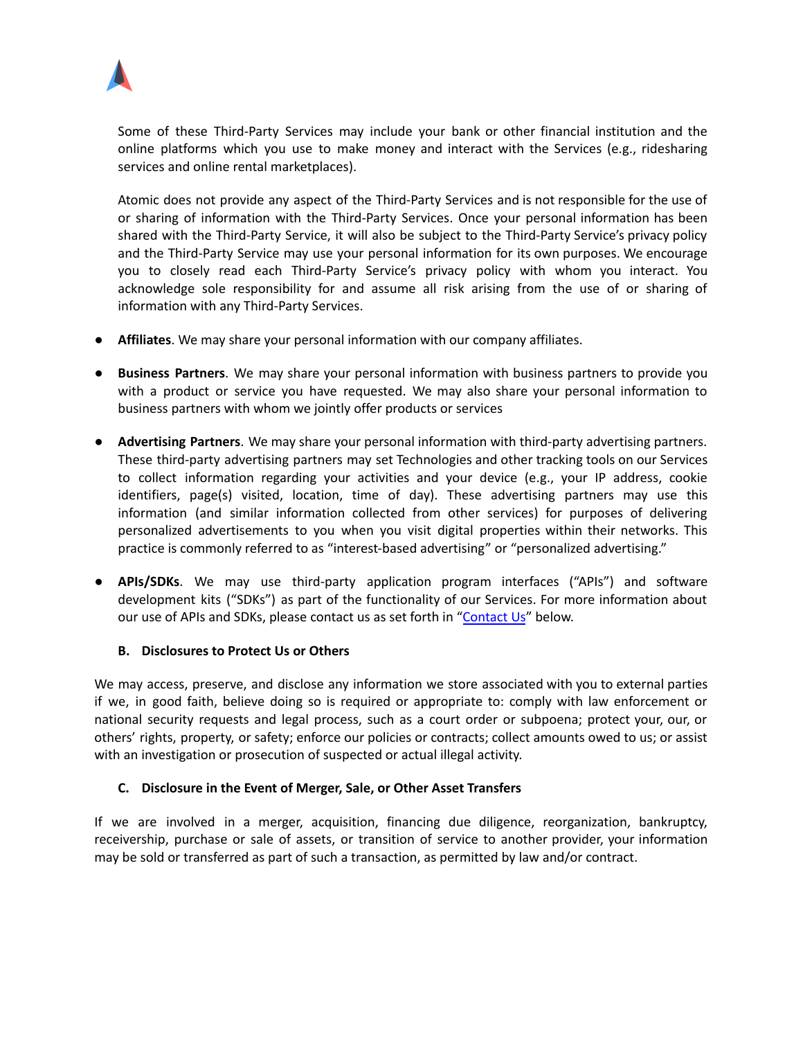Some of these Third-Party Services may include your bank or other financial institution and the online platforms which you use to make money and interact with the Services (e.g., ridesharing services and online rental marketplaces).

Atomic does not provide any aspect of the Third-Party Services and is not responsible for the use of or sharing of information with the Third-Party Services. Once your personal information has been shared with the Third-Party Service, it will also be subject to the Third-Party Service's privacy policy and the Third-Party Service may use your personal information for its own purposes. We encourage you to closely read each Third-Party Service's privacy policy with whom you interact. You acknowledge sole responsibility for and assume all risk arising from the use of or sharing of information with any Third-Party Services.

- **Affiliates**. We may share your personal information with our company affiliates.
- **Business Partners**. We may share your personal information with business partners to provide you with a product or service you have requested. We may also share your personal information to business partners with whom we jointly offer products or services
- **Advertising Partners**. We may share your personal information with third-party advertising partners. These third-party advertising partners may set Technologies and other tracking tools on our Services to collect information regarding your activities and your device (e.g., your IP address, cookie identifiers, page(s) visited, location, time of day). These advertising partners may use this information (and similar information collected from other services) for purposes of delivering personalized advertisements to you when you visit digital properties within their networks. This practice is commonly referred to as "interest-based advertising" or "personalized advertising."
- **APIs/SDKs**. We may use third-party application program interfaces ("APIs") and software development kits ("SDKs") as part of the functionality of our Services. For more information about our use of APIs and SDKs, please contact us as set forth in "Contact Us" below.

### B. Disclosures to Protect Us or Others

We may access, preserve, and disclose any information we store associated with you to external parties if we, in good faith, believe doing so is required or appropriate to: comply with law enforcement or national security requests and legal process, such as a court order or subpoena; protect your, our, or others' rights, property, or safety; enforce our policies or contracts; collect amounts owed to us; or assist with an investigation or prosecution of suspected or actual illegal activity.

### C. Disclosure in the Event of Merger, Sale, or Other Asset Transfers

If we are involved in a merger, acquisition, financing due diligence, reorganization, bankruptcy, receivership, purchase or sale of assets, or transition of service to another provider, your information may be sold or transferred as part of such a transaction, as permitted by law and/or contract.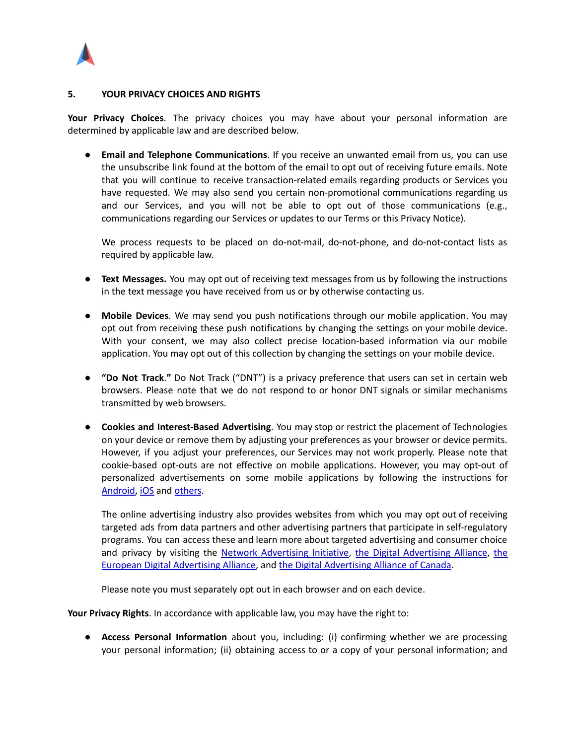## 5. YOUR PRIVACY CHOICES AND RIGHTS

**Your Privacy Choices**. The privacy choices you may have about your personal information are determined by applicable law and are described below.

- **Email and Telephone Communications**. If you receive an unwanted email from us, you can use the unsubscribe link found at the bottom of the email to opt out of receiving future emails. Note that you will continue to receive transaction-related emails regarding products or Services you have requested. We may also send you certain non-promotional communications regarding us and our Services, and you will not be able to opt out of those communications (e.g., communications regarding our Services or updates to our Terms or this Privacy Notice).

  We process requests to be placed on do-not-mail, do-not-phone, and do-not-contact lists as required by applicable law.

- **Text Messages.** You may opt out of receiving text messages from us by following the instructions in the text message you have received from us or by otherwise contacting us.

- **Mobile Devices**. We may send you push notifications through our mobile application. You may opt out from receiving these push notifications by changing the settings on your mobile device. With your consent, we may also collect precise location-based information via our mobile application. You may opt out of this collection by changing the settings on your mobile device.

- **"Do Not Track."** Do Not Track ("DNT") is a privacy preference that users can set in certain web browsers. Please note that we do not respond to or honor DNT signals or similar mechanisms transmitted by web browsers.

- **Cookies and Interest-Based Advertising**. You may stop or restrict the placement of Technologies on your device or remove them by adjusting your preferences as your browser or device permits. However, if you adjust your preferences, our Services may not work properly. Please note that cookie-based opt-outs are not effective on mobile applications. However, you may opt-out of personalized advertisements on some mobile applications by following the instructions for Android, iOS and others.

  The online advertising industry also provides websites from which you may opt out of receiving targeted ads from data partners and other advertising partners that participate in self-regulatory programs. You can access these and learn more about targeted advertising and consumer choice and privacy by visiting the Network Advertising Initiative, the Digital Advertising Alliance, the European Digital Advertising Alliance, and the Digital Advertising Alliance of Canada.

  Please note you must separately opt out in each browser and on each device.

**Your Privacy Rights**. In accordance with applicable law, you may have the right to:

- **Access Personal Information** about you, including: (i) confirming whether we are processing your personal information; (ii) obtaining access to or a copy of your personal information; and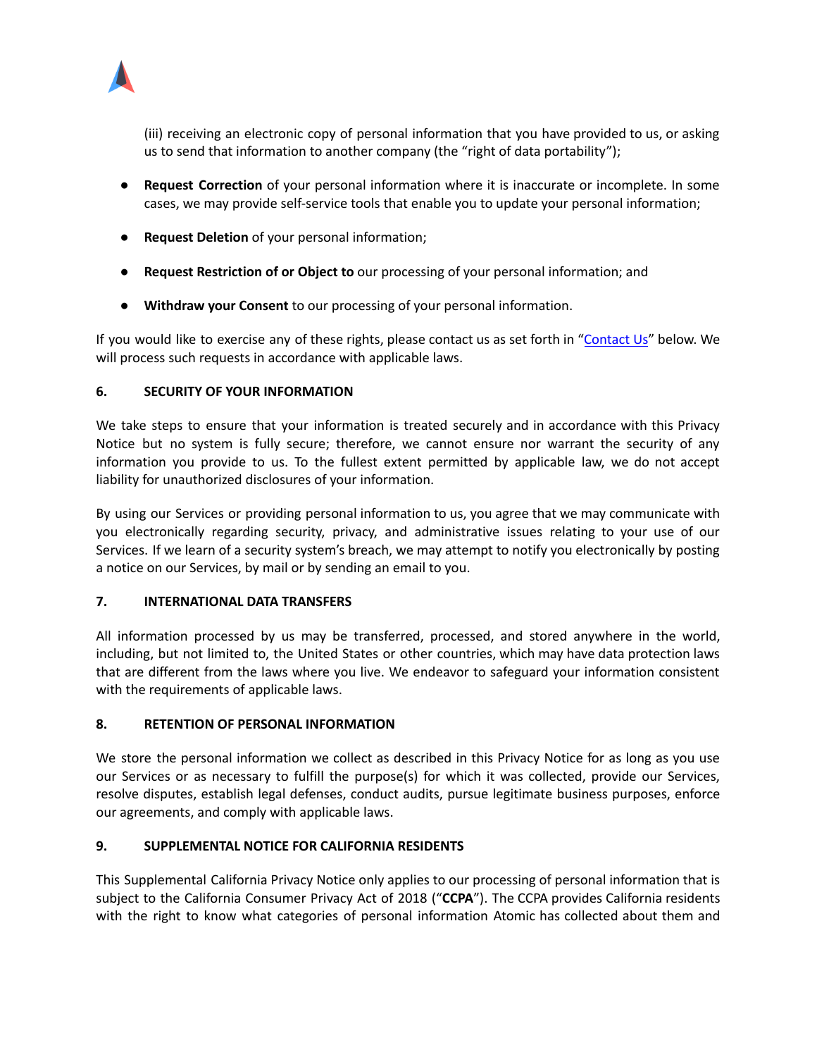(iii) receiving an electronic copy of personal information that you have provided to us, or asking us to send that information to another company (the "right of data portability");

- **Request Correction** of your personal information where it is inaccurate or incomplete. In some cases, we may provide self-service tools that enable you to update your personal information;
- **Request Deletion** of your personal information;
- **Request Restriction of or Object to** our processing of your personal information; and
- **Withdraw your Consent** to our processing of your personal information.

If you would like to exercise any of these rights, please contact us as set forth in "Contact Us" below. We will process such requests in accordance with applicable laws.

## 6. SECURITY OF YOUR INFORMATION

We take steps to ensure that your information is treated securely and in accordance with this Privacy Notice but no system is fully secure; therefore, we cannot ensure nor warrant the security of any information you provide to us. To the fullest extent permitted by applicable law, we do not accept liability for unauthorized disclosures of your information.

By using our Services or providing personal information to us, you agree that we may communicate with you electronically regarding security, privacy, and administrative issues relating to your use of our Services. If we learn of a security system's breach, we may attempt to notify you electronically by posting a notice on our Services, by mail or by sending an email to you.

## 7. INTERNATIONAL DATA TRANSFERS

All information processed by us may be transferred, processed, and stored anywhere in the world, including, but not limited to, the United States or other countries, which may have data protection laws that are different from the laws where you live. We endeavor to safeguard your information consistent with the requirements of applicable laws.

## 8. RETENTION OF PERSONAL INFORMATION

We store the personal information we collect as described in this Privacy Notice for as long as you use our Services or as necessary to fulfill the purpose(s) for which it was collected, provide our Services, resolve disputes, establish legal defenses, conduct audits, pursue legitimate business purposes, enforce our agreements, and comply with applicable laws.

## 9. SUPPLEMENTAL NOTICE FOR CALIFORNIA RESIDENTS

This Supplemental California Privacy Notice only applies to our processing of personal information that is subject to the California Consumer Privacy Act of 2018 ("**CCPA**"). The CCPA provides California residents with the right to know what categories of personal information Atomic has collected about them and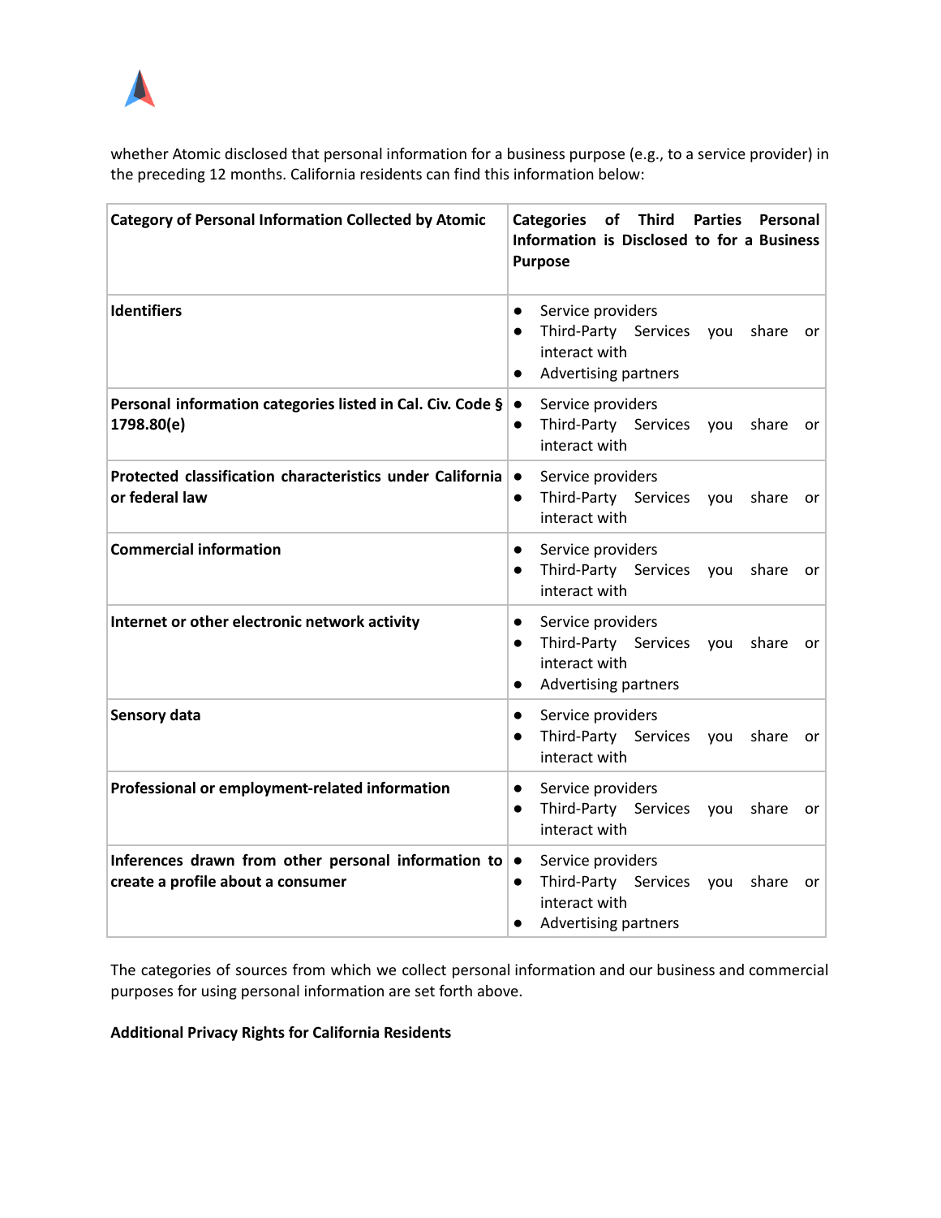whether Atomic disclosed that personal information for a business purpose (e.g., to a service provider) in the preceding 12 months. California residents can find this information below:

| Category of Personal Information Collected by Atomic | Categories of Third Parties Personal Information is Disclosed to for a Business Purpose |
| --- | --- |
| **Identifiers** | • Service providers<br>• Third-Party Services you share or interact with<br>• Advertising partners |
| **Personal information categories listed in Cal. Civ. Code § 1798.80(e)** | • Service providers<br>• Third-Party Services you share or interact with |
| **Protected classification characteristics under California or federal law** | • Service providers<br>• Third-Party Services you share or interact with |
| **Commercial information** | • Service providers<br>• Third-Party Services you share or interact with |
| **Internet or other electronic network activity** | • Service providers<br>• Third-Party Services you share or interact with<br>• Advertising partners |
| **Sensory data** | • Service providers<br>• Third-Party Services you share or interact with |
| **Professional or employment-related information** | • Service providers<br>• Third-Party Services you share or interact with |
| **Inferences drawn from other personal information to create a profile about a consumer** | • Service providers<br>• Third-Party Services you share or interact with<br>• Advertising partners |

The categories of sources from which we collect personal information and our business and commercial purposes for using personal information are set forth above.

**Additional Privacy Rights for California Residents**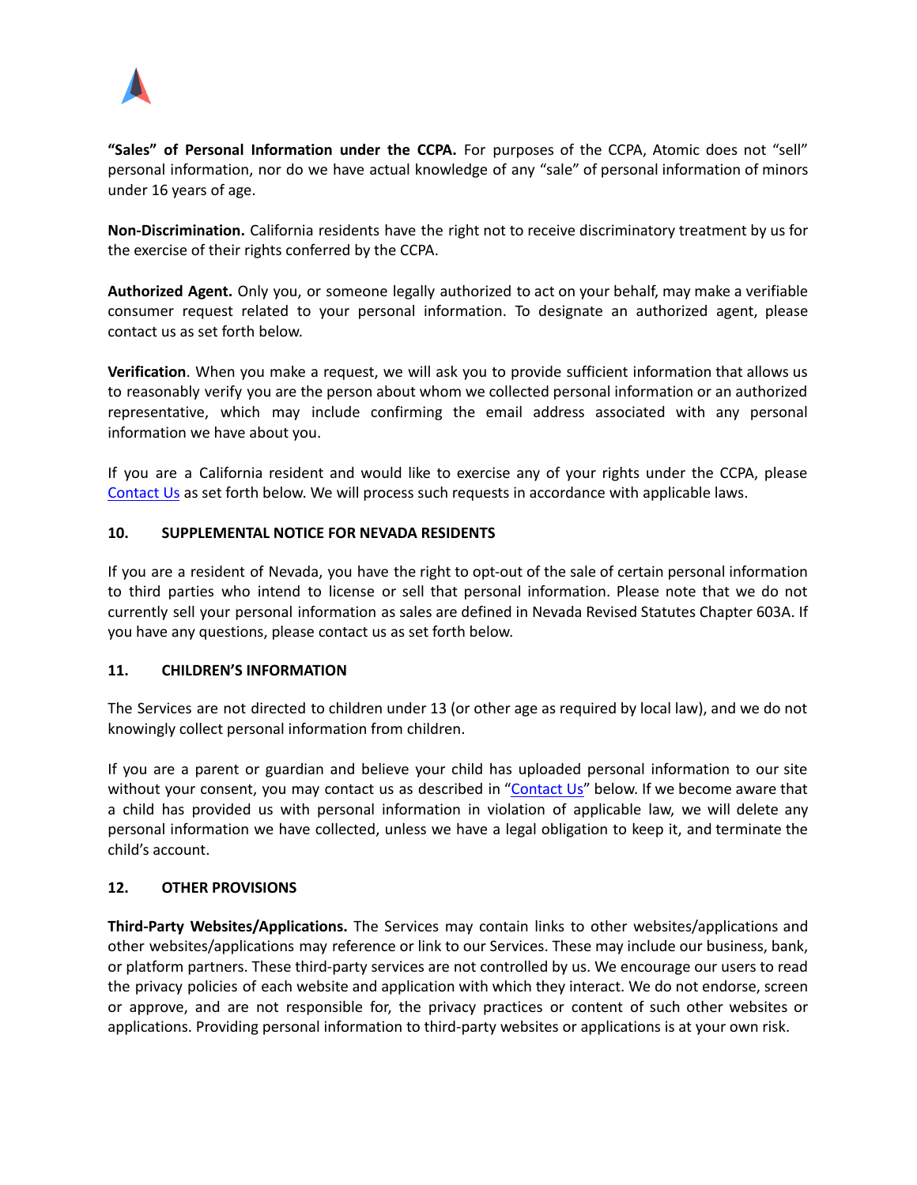**"Sales" of Personal Information under the CCPA.** For purposes of the CCPA, Atomic does not "sell" personal information, nor do we have actual knowledge of any "sale" of personal information of minors under 16 years of age.

**Non-Discrimination.** California residents have the right not to receive discriminatory treatment by us for the exercise of their rights conferred by the CCPA.

**Authorized Agent.** Only you, or someone legally authorized to act on your behalf, may make a verifiable consumer request related to your personal information. To designate an authorized agent, please contact us as set forth below.

**Verification**. When you make a request, we will ask you to provide sufficient information that allows us to reasonably verify you are the person about whom we collected personal information or an authorized representative, which may include confirming the email address associated with any personal information we have about you.

If you are a California resident and would like to exercise any of your rights under the CCPA, please Contact Us as set forth below. We will process such requests in accordance with applicable laws.

## 10. SUPPLEMENTAL NOTICE FOR NEVADA RESIDENTS

If you are a resident of Nevada, you have the right to opt-out of the sale of certain personal information to third parties who intend to license or sell that personal information. Please note that we do not currently sell your personal information as sales are defined in Nevada Revised Statutes Chapter 603A. If you have any questions, please contact us as set forth below.

## 11. CHILDREN'S INFORMATION

The Services are not directed to children under 13 (or other age as required by local law), and we do not knowingly collect personal information from children.

If you are a parent or guardian and believe your child has uploaded personal information to our site without your consent, you may contact us as described in "Contact Us" below. If we become aware that a child has provided us with personal information in violation of applicable law, we will delete any personal information we have collected, unless we have a legal obligation to keep it, and terminate the child's account.

## 12. OTHER PROVISIONS

**Third-Party Websites/Applications.** The Services may contain links to other websites/applications and other websites/applications may reference or link to our Services. These may include our business, bank, or platform partners. These third-party services are not controlled by us. We encourage our users to read the privacy policies of each website and application with which they interact. We do not endorse, screen or approve, and are not responsible for, the privacy practices or content of such other websites or applications. Providing personal information to third-party websites or applications is at your own risk.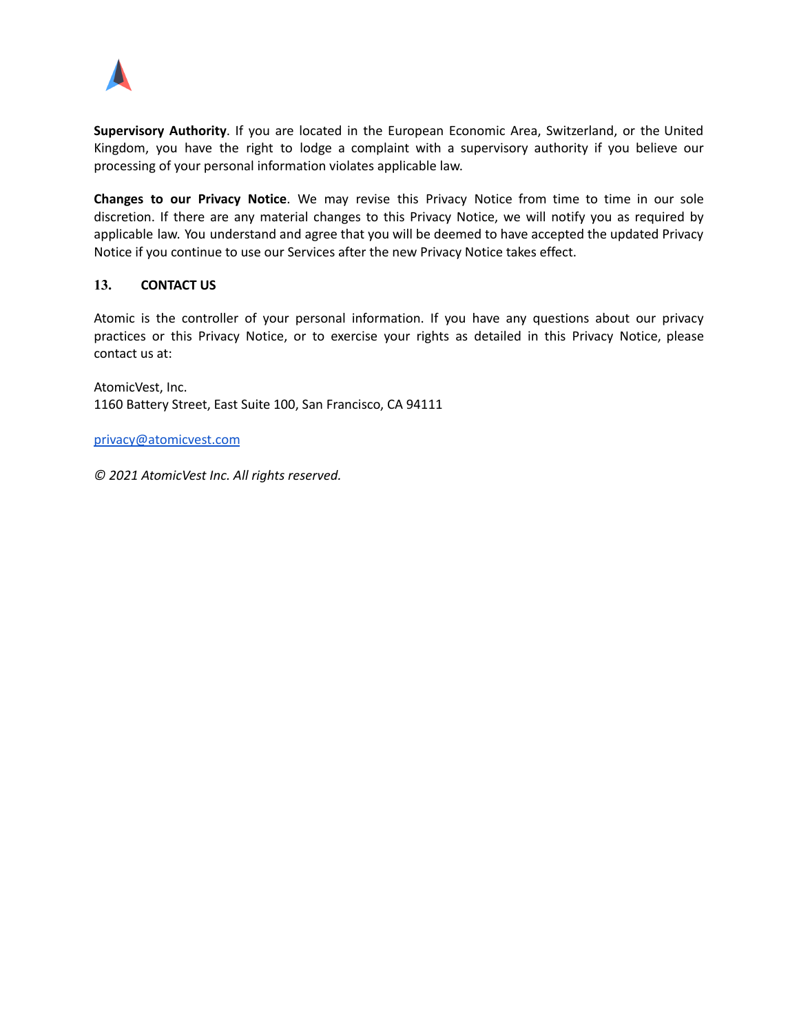**Supervisory Authority**. If you are located in the European Economic Area, Switzerland, or the United Kingdom, you have the right to lodge a complaint with a supervisory authority if you believe our processing of your personal information violates applicable law.

**Changes to our Privacy Notice**. We may revise this Privacy Notice from time to time in our sole discretion. If there are any material changes to this Privacy Notice, we will notify you as required by applicable law. You understand and agree that you will be deemed to have accepted the updated Privacy Notice if you continue to use our Services after the new Privacy Notice takes effect.

## 13. CONTACT US

Atomic is the controller of your personal information. If you have any questions about our privacy practices or this Privacy Notice, or to exercise your rights as detailed in this Privacy Notice, please contact us at:

AtomicVest, Inc.
1160 Battery Street, East Suite 100, San Francisco, CA 94111

privacy@atomicvest.com

*© 2021 AtomicVest Inc. All rights reserved.*